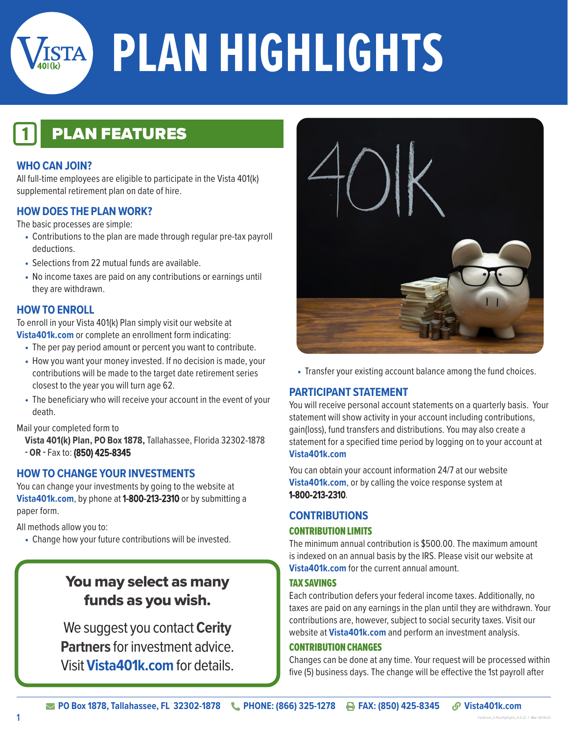# PLAN HIGHLIGHTS

## 1 PLAN FEATURES

### WHO CAN JOIN?

All full-time employees are eligible to participate in the Vista 401(k) supplemental retirement plan on date of hire.

### HOW DOES THE PLAN WORK?

The basic processes are simple:

- Contributions to the plan are made through regular pre-tax payroll deductions.
- Selections from 22 mutual funds are available.
- No income taxes are paid on any contributions or earnings until they are withdrawn.

### HOW TO ENROLL

To enroll in your Vista 401(k) Plan simply visit our website at **Vista401k.com** or complete an enrollment form indicating:

- The per pay period amount or percent you want to contribute.
- How you want your money invested. If no decision is made, your contributions will be made to the target date retirement series closest to the year you will turn age 62.
- The beneficiary who will receive your account in the event of your death.

Mail your completed form to

**Vista 401(k) Plan, PO Box 1878,** Tallahassee, Florida 32302-1878
**- OR -** Fax to: **(850) 425-8345**

### HOW TO CHANGE YOUR INVESTMENTS

You can change your investments by going to the website at **Vista401k.com**, by phone at **1-800-213-2310** or by submitting a paper form.

All methods allow you to:

- Change how your future contributions will be invested.
- Transfer your existing account balance among the fund choices.

**You may select as many funds as you wish.**

We suggest you contact **Cerity Partners** for investment advice. Visit **Vista401k.com** for details.

### PARTICIPANT STATEMENT

You will receive personal account statements on a quarterly basis. Your statement will show activity in your account including contributions, gain(loss), fund transfers and distributions. You may also create a statement for a specified time period by logging on to your account at **Vista401k.com**

You can obtain your account information 24/7 at our website **Vista401k.com**, or by calling the voice response system at **1-800-213-2310**.

### CONTRIBUTIONS

#### CONTRIBUTION LIMITS

The minimum annual contribution is $500.00. The maximum amount is indexed on an annual basis by the IRS. Please visit our website at **Vista401k.com** for the current annual amount.

#### TAX SAVINGS

Each contribution defers your federal income taxes. Additionally, no taxes are paid on any earnings in the plan until they are withdrawn. Your contributions are, however, subject to social security taxes. Visit our website at **Vista401k.com** and perform an investment analysis.

#### CONTRIBUTION CHANGES

Changes can be done at any time. Your request will be processed within five (5) business days. The change will be effective the 1st payroll after

PO Box 1878, Tallahassee, FL 32302-1878 | PHONE: (866) 325-1278 | FAX: (850) 425-8345 | Vista401k.com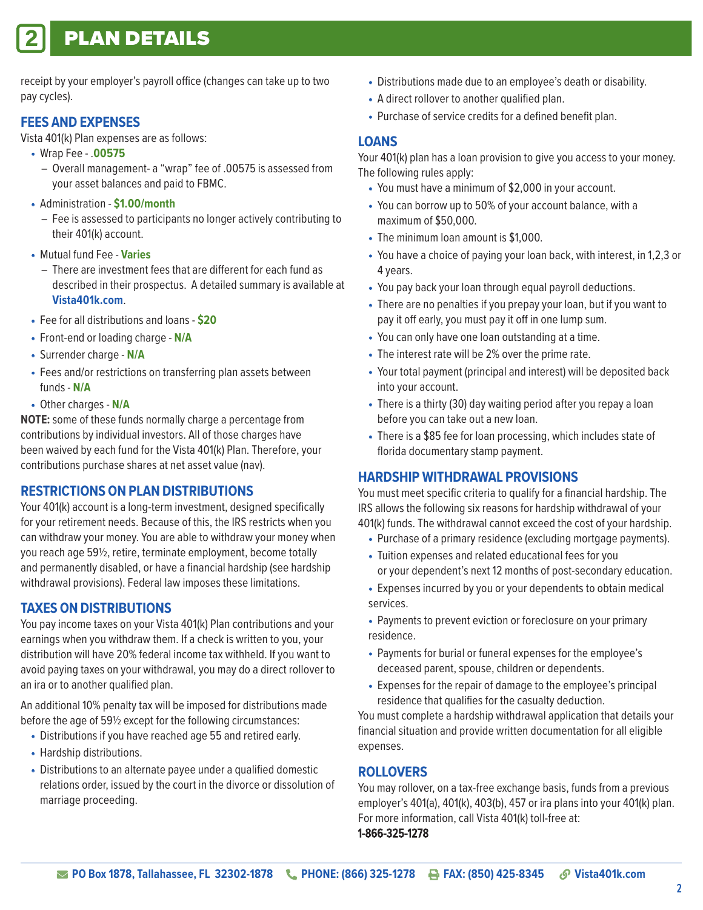# 2 PLAN DETAILS

receipt by your employer's payroll office (changes can take up to two pay cycles).

## FEES AND EXPENSES

Vista 401(k) Plan expenses are as follows:

- Wrap Fee - **.00575**
  - Overall management- a "wrap" fee of .00575 is assessed from your asset balances and paid to FBMC.
- Administration - **$1.00/month**
  - Fee is assessed to participants no longer actively contributing to their 401(k) account.
- Mutual fund Fee - **Varies**
  - There are investment fees that are different for each fund as described in their prospectus. A detailed summary is available at **Vista401k.com**.
- Fee for all distributions and loans - **$20**
- Front-end or loading charge - **N/A**
- Surrender charge - **N/A**
- Fees and/or restrictions on transferring plan assets between funds - **N/A**
- Other charges - **N/A**

**NOTE:** some of these funds normally charge a percentage from contributions by individual investors. All of those charges have been waived by each fund for the Vista 401(k) Plan. Therefore, your contributions purchase shares at net asset value (nav).

## RESTRICTIONS ON PLAN DISTRIBUTIONS

Your 401(k) account is a long-term investment, designed specifically for your retirement needs. Because of this, the IRS restricts when you can withdraw your money. You are able to withdraw your money when you reach age 59½, retire, terminate employment, become totally and permanently disabled, or have a financial hardship (see hardship withdrawal provisions). Federal law imposes these limitations.

## TAXES ON DISTRIBUTIONS

You pay income taxes on your Vista 401(k) Plan contributions and your earnings when you withdraw them. If a check is written to you, your distribution will have 20% federal income tax withheld. If you want to avoid paying taxes on your withdrawal, you may do a direct rollover to an ira or to another qualified plan.

An additional 10% penalty tax will be imposed for distributions made before the age of 59½ except for the following circumstances:

- Distributions if you have reached age 55 and retired early.
- Hardship distributions.
- Distributions to an alternate payee under a qualified domestic relations order, issued by the court in the divorce or dissolution of marriage proceeding.
- Distributions made due to an employee's death or disability.
- A direct rollover to another qualified plan.
- Purchase of service credits for a defined benefit plan.

## LOANS

Your 401(k) plan has a loan provision to give you access to your money. The following rules apply:

- You must have a minimum of $2,000 in your account.
- You can borrow up to 50% of your account balance, with a maximum of $50,000.
- The minimum loan amount is $1,000.
- You have a choice of paying your loan back, with interest, in 1,2,3 or 4 years.
- You pay back your loan through equal payroll deductions.
- There are no penalties if you prepay your loan, but if you want to pay it off early, you must pay it off in one lump sum.
- You can only have one loan outstanding at a time.
- The interest rate will be 2% over the prime rate.
- Your total payment (principal and interest) will be deposited back into your account.
- There is a thirty (30) day waiting period after you repay a loan before you can take out a new loan.
- There is a $85 fee for loan processing, which includes state of florida documentary stamp payment.

## HARDSHIP WITHDRAWAL PROVISIONS

You must meet specific criteria to qualify for a financial hardship. The IRS allows the following six reasons for hardship withdrawal of your 401(k) funds. The withdrawal cannot exceed the cost of your hardship.

- Purchase of a primary residence (excluding mortgage payments).
- Tuition expenses and related educational fees for you or your dependent's next 12 months of post-secondary education.
- Expenses incurred by you or your dependents to obtain medical services.
- Payments to prevent eviction or foreclosure on your primary residence.
- Payments for burial or funeral expenses for the employee's deceased parent, spouse, children or dependents.
- Expenses for the repair of damage to the employee's principal residence that qualifies for the casualty deduction.

You must complete a hardship withdrawal application that details your financial situation and provide written documentation for all eligible expenses.

## ROLLOVERS

You may rollover, on a tax-free exchange basis, funds from a previous employer's 401(a), 401(k), 403(b), 457 or ira plans into your 401(k) plan. For more information, call Vista 401(k) toll-free at:
**1-866-325-1278**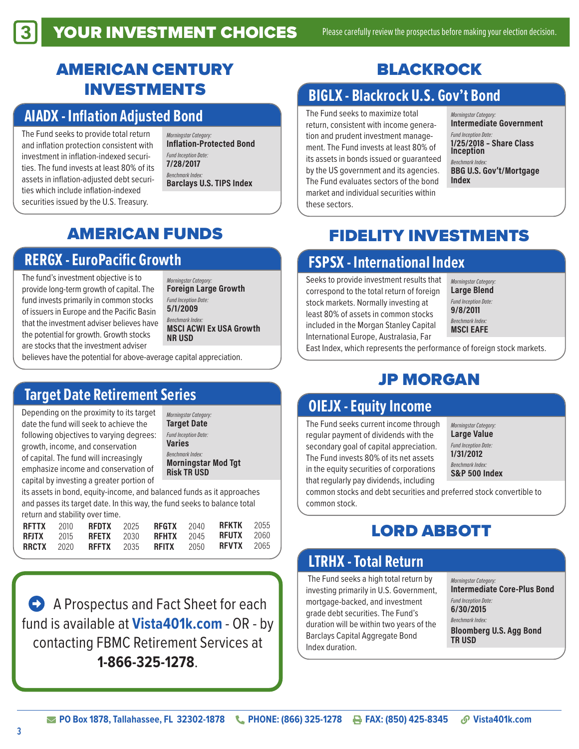# 3 YOUR INVESTMENT CHOICES

Please carefully review the prospectus before making your election decision.

## AMERICAN CENTURY INVESTMENTS

### AIADX - Inflation Adjusted Bond

The Fund seeks to provide total return and inflation protection consistent with investment in inflation-indexed securities. The fund invests at least 80% of its assets in inflation-adjusted debt securities which include inflation-indexed securities issued by the U.S. Treasury.

*Morningstar Category:* **Inflation-Protected Bond**
*Fund Inception Date:* **7/28/2017**
*Benchmark Index:* **Barclays U.S. TIPS Index**

## AMERICAN FUNDS

### RERGX - EuroPacific Growth

The fund's investment objective is to provide long-term growth of capital. The fund invests primarily in common stocks of issuers in Europe and the Pacific Basin that the investment adviser believes have the potential for growth. Growth stocks are stocks that the investment adviser believes have the potential for above-average capital appreciation.

*Morningstar Category:* **Foreign Large Growth**
*Fund Inception Date:* **5/1/2009**
*Benchmark Index:* **MSCI ACWI Ex USA Growth NR USD**

### Target Date Retirement Series

Depending on the proximity to its target date the fund will seek to achieve the following objectives to varying degrees: growth, income, and conservation of capital. The fund will increasingly emphasize income and conservation of capital by investing a greater portion of its assets in bond, equity-income, and balanced funds as it approaches and passes its target date. In this way, the fund seeks to balance total return and stability over time.

*Morningstar Category:* **Target Date**
*Fund Inception Date:* **Varies**
*Benchmark Index:* **Morningstar Mod Tgt Risk TR USD**

| | | | | | | | |
|---|---|---|---|---|---|---|---|
| **RFTTX** | 2010 | **RFDTX** | 2025 | **RFGTX** | 2040 | **RFKTX** | 2055 |
| **RFJTX** | 2015 | **RFETX** | 2030 | **RFHTX** | 2045 | **RFUTX** | 2060 |
| **RRCTX** | 2020 | **RFFTX** | 2035 | **RFITX** | 2050 | **RFVTX** | 2065 |

## BLACKROCK

### BIGLX - Blackrock U.S. Gov't Bond

The Fund seeks to maximize total return, consistent with income generation and prudent investment management. The Fund invests at least 80% of its assets in bonds issued or guaranteed by the US government and its agencies. The Fund evaluates sectors of the bond market and individual securities within these sectors.

*Morningstar Category:* **Intermediate Government**
*Fund Inception Date:* **1/25/2018 – Share Class Inception**
*Benchmark Index:* **BBG U.S. Gov't/Mortgage Index**

## FIDELITY INVESTMENTS

### FSPSX - International Index

Seeks to provide investment results that correspond to the total return of foreign stock markets. Normally investing at least 80% of assets in common stocks included in the Morgan Stanley Capital International Europe, Australasia, Far East Index, which represents the performance of foreign stock markets.

*Morningstar Category:* **Large Blend**
*Fund Inception Date:* **9/8/2011**
*Benchmark Index:* **MSCI EAFE**

## JP MORGAN

### OIEJX - Equity Income

The Fund seeks current income through regular payment of dividends with the secondary goal of capital appreciation. The Fund invests 80% of its net assets in the equity securities of corporations that regularly pay dividends, including common stocks and debt securities and preferred stock convertible to common stock.

*Morningstar Category:* **Large Value**
*Fund Inception Date:* **1/31/2012**
*Benchmark Index:* **S&P 500 Index**

## LORD ABBOTT

### LTRHX - Total Return

The Fund seeks a high total return by investing primarily in U.S. Government, mortgage-backed, and investment grade debt securities. The Fund's duration will be within two years of the Barclays Capital Aggregate Bond Index duration.

*Morningstar Category:* **Intermediate Core-Plus Bond**
*Fund Inception Date:* **6/30/2015**
*Benchmark Index:* **Bloomberg U.S. Agg Bond TR USD**

---

A Prospectus and Fact Sheet for each fund is available at **Vista401k.com** - OR - by contacting FBMC Retirement Services at **1-866-325-1278**.

**PO Box 1878, Tallahassee, FL 32302-1878** | **PHONE: (866) 325-1278** | **FAX: (850) 425-8345** | **Vista401k.com**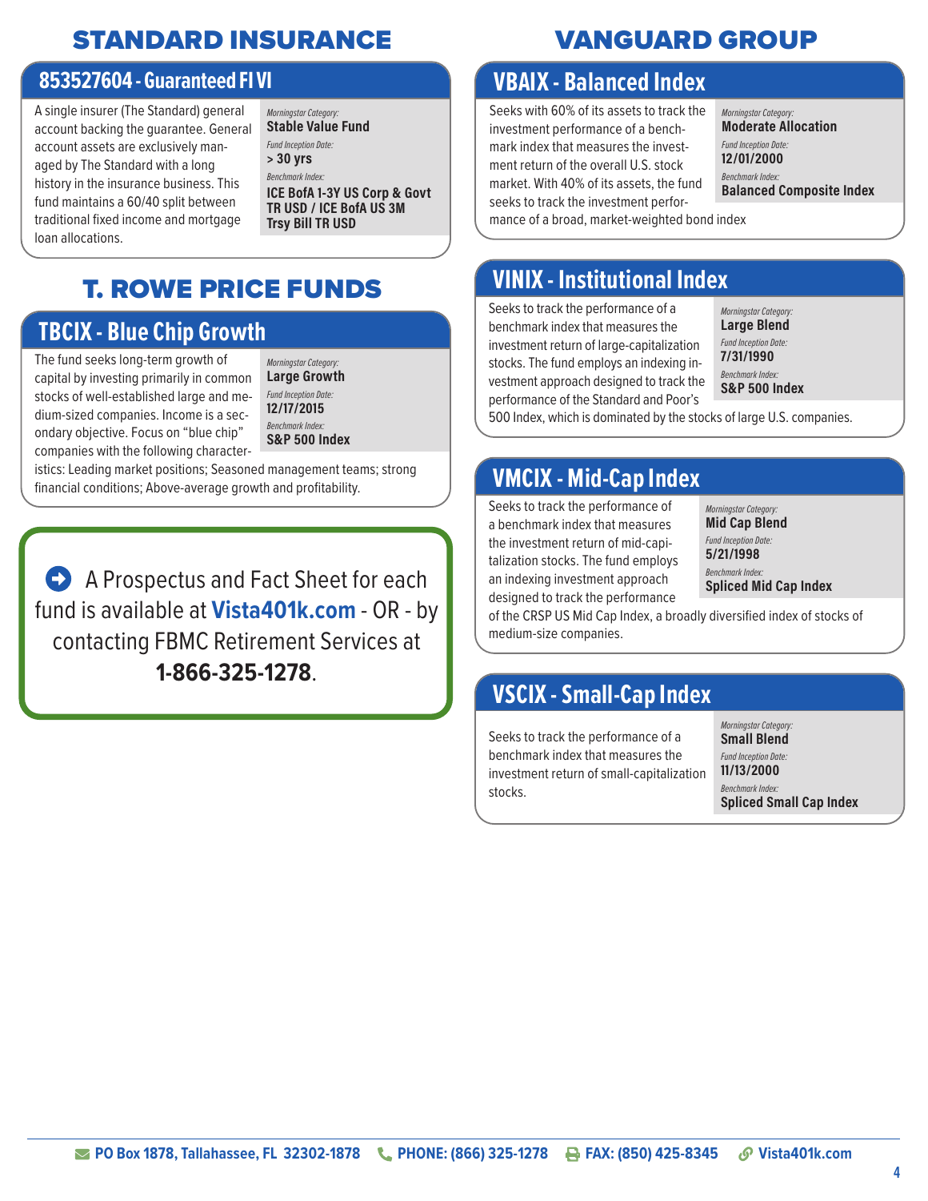## STANDARD INSURANCE

### 853527604 - Guaranteed FI VI

A single insurer (The Standard) general account backing the guarantee. General account assets are exclusively managed by The Standard with a long history in the insurance business. This fund maintains a 60/40 split between traditional fixed income and mortgage loan allocations.

*Morningstar Category:*
**Stable Value Fund**

*Fund Inception Date:*
**> 30 yrs**

*Benchmark Index:*
**ICE BofA 1-3Y US Corp & Govt TR USD / ICE BofA US 3M Trsy Bill TR USD**

## T. ROWE PRICE FUNDS

### TBCIX - Blue Chip Growth

The fund seeks long-term growth of capital by investing primarily in common stocks of well-established large and medium-sized companies. Income is a secondary objective. Focus on "blue chip" companies with the following characteristics: Leading market positions; Seasoned management teams; strong financial conditions; Above-average growth and profitability.

*Morningstar Category:*
**Large Growth**

*Fund Inception Date:*
**12/17/2015**

*Benchmark Index:*
**S&P 500 Index**

A Prospectus and Fact Sheet for each fund is available at **Vista401k.com** - OR - by contacting FBMC Retirement Services at **1-866-325-1278**.

## VANGUARD GROUP

### VBAIX - Balanced Index

Seeks with 60% of its assets to track the investment performance of a benchmark index that measures the investment return of the overall U.S. stock market. With 40% of its assets, the fund seeks to track the investment performance of a broad, market-weighted bond index

*Morningstar Category:*
**Moderate Allocation**

*Fund Inception Date:*
**12/01/2000**

*Benchmark Index:*
**Balanced Composite Index**

### VINIX - Institutional Index

Seeks to track the performance of a benchmark index that measures the investment return of large-capitalization stocks. The fund employs an indexing investment approach designed to track the performance of the Standard and Poor's 500 Index, which is dominated by the stocks of large U.S. companies.

*Morningstar Category:*
**Large Blend**

*Fund Inception Date:*
**7/31/1990**

*Benchmark Index:*
**S&P 500 Index**

### VMCIX - Mid-Cap Index

Seeks to track the performance of a benchmark index that measures the investment return of mid-capitalization stocks. The fund employs an indexing investment approach designed to track the performance of the CRSP US Mid Cap Index, a broadly diversified index of stocks of medium-size companies.

*Morningstar Category:*
**Mid Cap Blend**

*Fund Inception Date:*
**5/21/1998**

*Benchmark Index:*
**Spliced Mid Cap Index**

### VSCIX - Small-Cap Index

Seeks to track the performance of a benchmark index that measures the investment return of small-capitalization stocks.

*Morningstar Category:*
**Small Blend**

*Fund Inception Date:*
**11/13/2000**

*Benchmark Index:*
**Spliced Small Cap Index**

**PO Box 1878, Tallahassee, FL 32302-1878** | **PHONE: (866) 325-1278** | **FAX: (850) 425-8345** | **Vista401k.com**